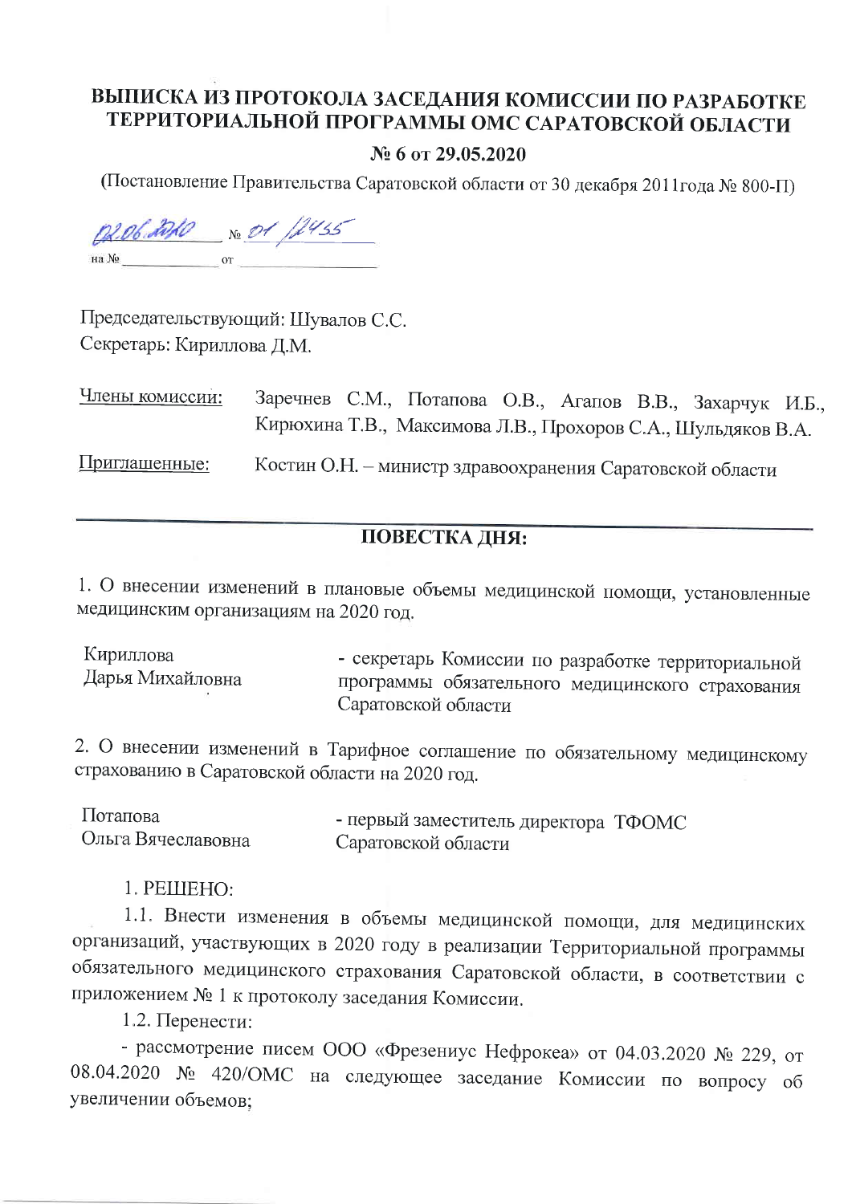# ВЫПИСКА ИЗ ПРОТОКОЛА ЗАСЕДАНИЯ КОМИССИИ ПО РАЗРАБОТКЕ ТЕРРИТОРИАЛЬНОЙ ПРОГРАММЫ ОМС САРАТОВСКОЙ ОБЛАСТИ

**№ 6 от 29.05.2020**

(Постановление Правительства Саратовской области от 30 декабря 2011года № 800-П)

02.06.2020 № 01 /12455
на № ____ от ____

Председательствующий: Шувалов С.С.
Секретарь: Кириллова Д.М.

| Члены комиссии: | Заречнев С.М., Потапова О.В., Агапов В.В., Захарчук И.Б., Кирюхина Т.В., Максимова Л.В., Прохоров С.А., Шульдяков В.А. |
|---|---|
| Приглашенные: | Костин О.Н. – министр здравоохранения Саратовской области |

## ПОВЕСТКА ДНЯ:

1. О внесении изменений в плановые объемы медицинской помощи, установленные медицинским организациям на 2020 год.

| Кириллова Дарья Михайловна | - секретарь Комиссии по разработке территориальной программы обязательного медицинского страхования Саратовской области |
|---|---|

2. О внесении изменений в Тарифное соглашение по обязательному медицинскому страхованию в Саратовской области на 2020 год.

| Потапова Ольга Вячеславовна | - первый заместитель директора ТФОМС Саратовской области |
|---|---|

1. РЕШЕНО:

1.1. Внести изменения в объемы медицинской помощи, для медицинских организаций, участвующих в 2020 году в реализации Территориальной программы обязательного медицинского страхования Саратовской области, в соответствии с приложением № 1 к протоколу заседания Комиссии.

1.2. Перенести:

- рассмотрение писем ООО «Фрезениус Нефрокеа» от 04.03.2020 № 229, от 08.04.2020 № 420/ОМС на следующее заседание Комиссии по вопросу об увеличении объемов;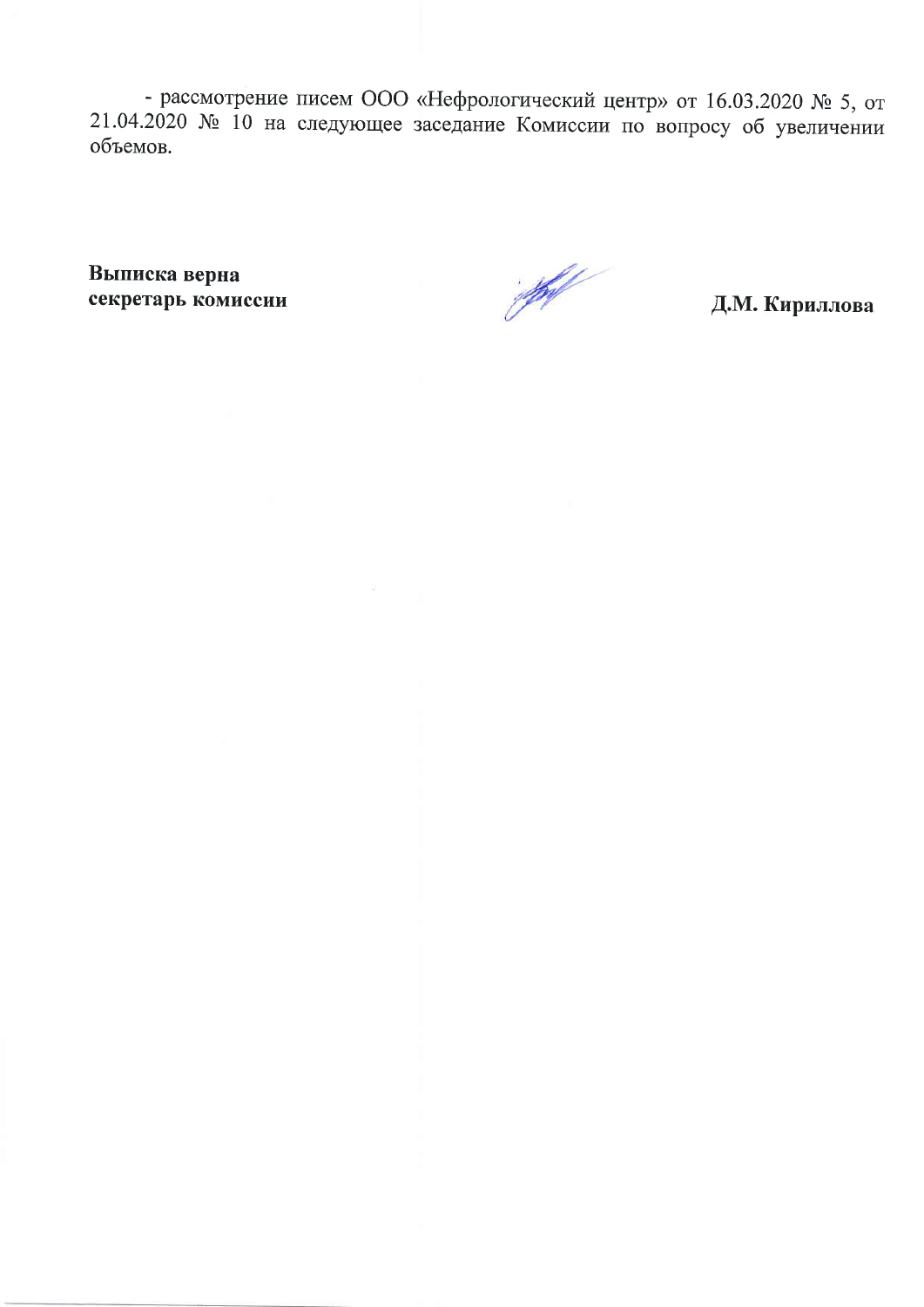- рассмотрение писем ООО «Нефрологический центр» от 16.03.2020 № 5, от 21.04.2020 № 10 на следующее заседание Комиссии по вопросу об увеличении объемов.

**Выписка верна**
**секретарь комиссии** **Д.М. Кириллова**